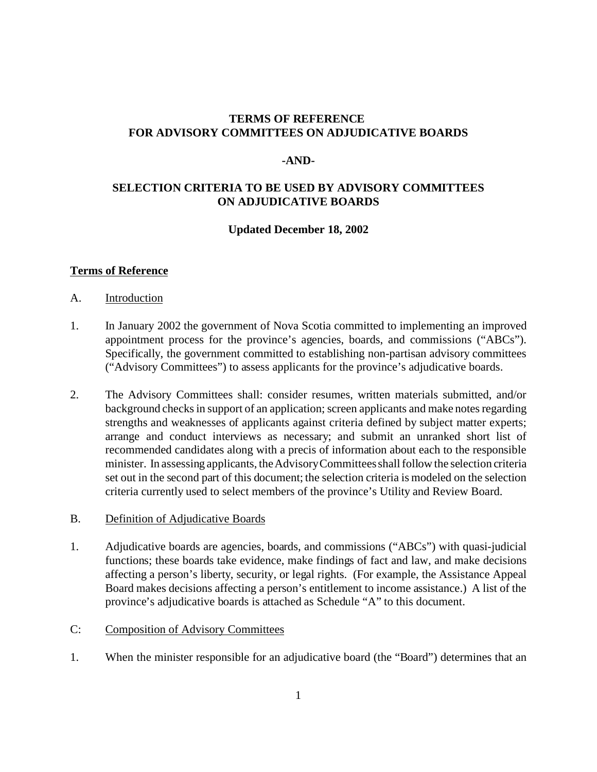**TERMS OF REFERENCE**
**FOR ADVISORY COMMITTEES ON ADJUDICATIVE BOARDS**

**-AND-**

**SELECTION CRITERIA TO BE USED BY ADVISORY COMMITTEES ON ADJUDICATIVE BOARDS**

**Updated December 18, 2002**

## Terms of Reference

### A. Introduction

1. In January 2002 the government of Nova Scotia committed to implementing an improved appointment process for the province's agencies, boards, and commissions ("ABCs"). Specifically, the government committed to establishing non-partisan advisory committees ("Advisory Committees") to assess applicants for the province's adjudicative boards.

2. The Advisory Committees shall: consider resumes, written materials submitted, and/or background checks in support of an application; screen applicants and make notes regarding strengths and weaknesses of applicants against criteria defined by subject matter experts; arrange and conduct interviews as necessary; and submit an unranked short list of recommended candidates along with a precis of information about each to the responsible minister. In assessing applicants, the Advisory Committees shall follow the selection criteria set out in the second part of this document; the selection criteria is modeled on the selection criteria currently used to select members of the province's Utility and Review Board.

### B. Definition of Adjudicative Boards

1. Adjudicative boards are agencies, boards, and commissions ("ABCs") with quasi-judicial functions; these boards take evidence, make findings of fact and law, and make decisions affecting a person's liberty, security, or legal rights. (For example, the Assistance Appeal Board makes decisions affecting a person's entitlement to income assistance.) A list of the province's adjudicative boards is attached as Schedule "A" to this document.

### C: Composition of Advisory Committees

1. When the minister responsible for an adjudicative board (the "Board") determines that an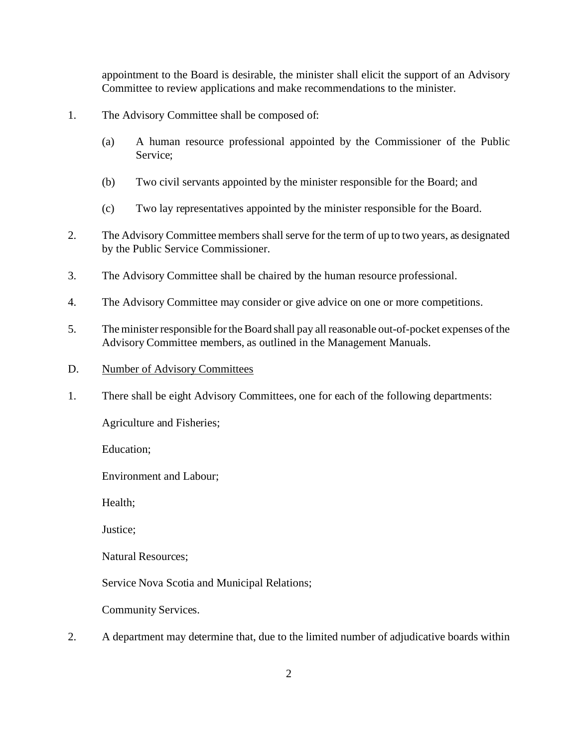appointment to the Board is desirable, the minister shall elicit the support of an Advisory Committee to review applications and make recommendations to the minister.

1. The Advisory Committee shall be composed of:

   (a) A human resource professional appointed by the Commissioner of the Public Service;

   (b) Two civil servants appointed by the minister responsible for the Board; and

   (c) Two lay representatives appointed by the minister responsible for the Board.

2. The Advisory Committee members shall serve for the term of up to two years, as designated by the Public Service Commissioner.

3. The Advisory Committee shall be chaired by the human resource professional.

4. The Advisory Committee may consider or give advice on one or more competitions.

5. The minister responsible for the Board shall pay all reasonable out-of-pocket expenses of the Advisory Committee members, as outlined in the Management Manuals.

D. <u>Number of Advisory Committees</u>

1. There shall be eight Advisory Committees, one for each of the following departments:

   Agriculture and Fisheries;

   Education;

   Environment and Labour;

   Health;

   Justice;

   Natural Resources;

   Service Nova Scotia and Municipal Relations;

   Community Services.

2. A department may determine that, due to the limited number of adjudicative boards within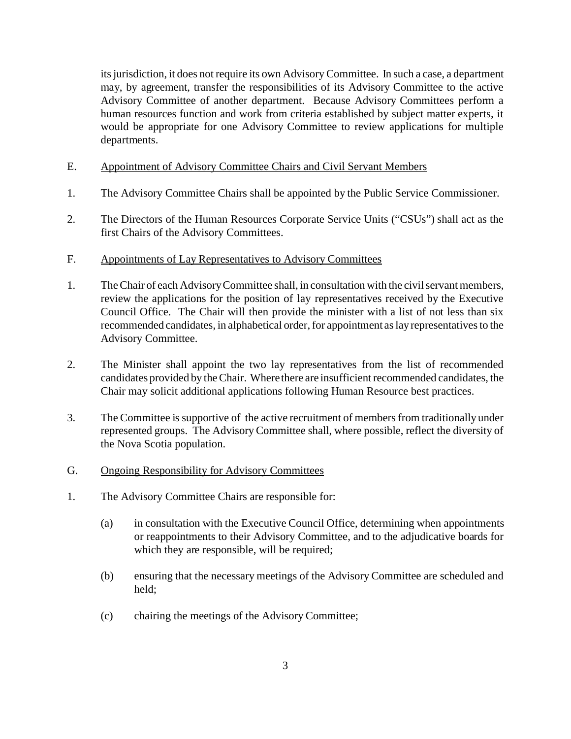its jurisdiction, it does not require its own Advisory Committee. In such a case, a department may, by agreement, transfer the responsibilities of its Advisory Committee to the active Advisory Committee of another department. Because Advisory Committees perform a human resources function and work from criteria established by subject matter experts, it would be appropriate for one Advisory Committee to review applications for multiple departments.

E. Appointment of Advisory Committee Chairs and Civil Servant Members

1. The Advisory Committee Chairs shall be appointed by the Public Service Commissioner.

2. The Directors of the Human Resources Corporate Service Units ("CSUs") shall act as the first Chairs of the Advisory Committees.

F. Appointments of Lay Representatives to Advisory Committees

1. The Chair of each Advisory Committee shall, in consultation with the civil servant members, review the applications for the position of lay representatives received by the Executive Council Office. The Chair will then provide the minister with a list of not less than six recommended candidates, in alphabetical order, for appointment as lay representatives to the Advisory Committee.

2. The Minister shall appoint the two lay representatives from the list of recommended candidates provided by the Chair. Where there are insufficient recommended candidates, the Chair may solicit additional applications following Human Resource best practices.

3. The Committee is supportive of the active recruitment of members from traditionally under represented groups. The Advisory Committee shall, where possible, reflect the diversity of the Nova Scotia population.

G. Ongoing Responsibility for Advisory Committees

1. The Advisory Committee Chairs are responsible for:

   (a) in consultation with the Executive Council Office, determining when appointments or reappointments to their Advisory Committee, and to the adjudicative boards for which they are responsible, will be required;

   (b) ensuring that the necessary meetings of the Advisory Committee are scheduled and held;

   (c) chairing the meetings of the Advisory Committee;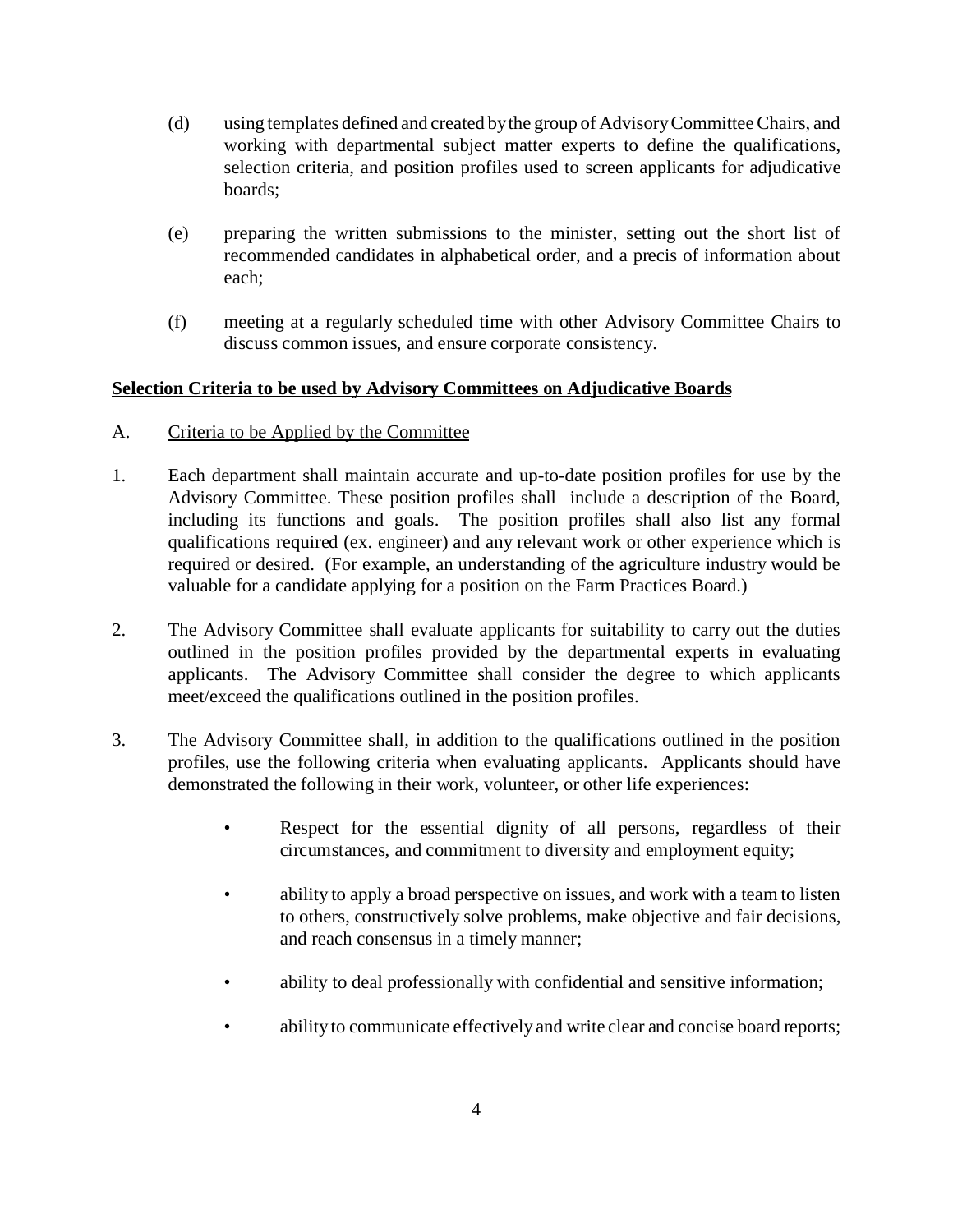(d) using templates defined and created by the group of Advisory Committee Chairs, and working with departmental subject matter experts to define the qualifications, selection criteria, and position profiles used to screen applicants for adjudicative boards;

(e) preparing the written submissions to the minister, setting out the short list of recommended candidates in alphabetical order, and a precis of information about each;

(f) meeting at a regularly scheduled time with other Advisory Committee Chairs to discuss common issues, and ensure corporate consistency.

**Selection Criteria to be used by Advisory Committees on Adjudicative Boards**

A. Criteria to be Applied by the Committee

1. Each department shall maintain accurate and up-to-date position profiles for use by the Advisory Committee. These position profiles shall include a description of the Board, including its functions and goals. The position profiles shall also list any formal qualifications required (ex. engineer) and any relevant work or other experience which is required or desired. (For example, an understanding of the agriculture industry would be valuable for a candidate applying for a position on the Farm Practices Board.)

2. The Advisory Committee shall evaluate applicants for suitability to carry out the duties outlined in the position profiles provided by the departmental experts in evaluating applicants. The Advisory Committee shall consider the degree to which applicants meet/exceed the qualifications outlined in the position profiles.

3. The Advisory Committee shall, in addition to the qualifications outlined in the position profiles, use the following criteria when evaluating applicants. Applicants should have demonstrated the following in their work, volunteer, or other life experiences:

   - Respect for the essential dignity of all persons, regardless of their circumstances, and commitment to diversity and employment equity;
   - ability to apply a broad perspective on issues, and work with a team to listen to others, constructively solve problems, make objective and fair decisions, and reach consensus in a timely manner;
   - ability to deal professionally with confidential and sensitive information;
   - ability to communicate effectively and write clear and concise board reports;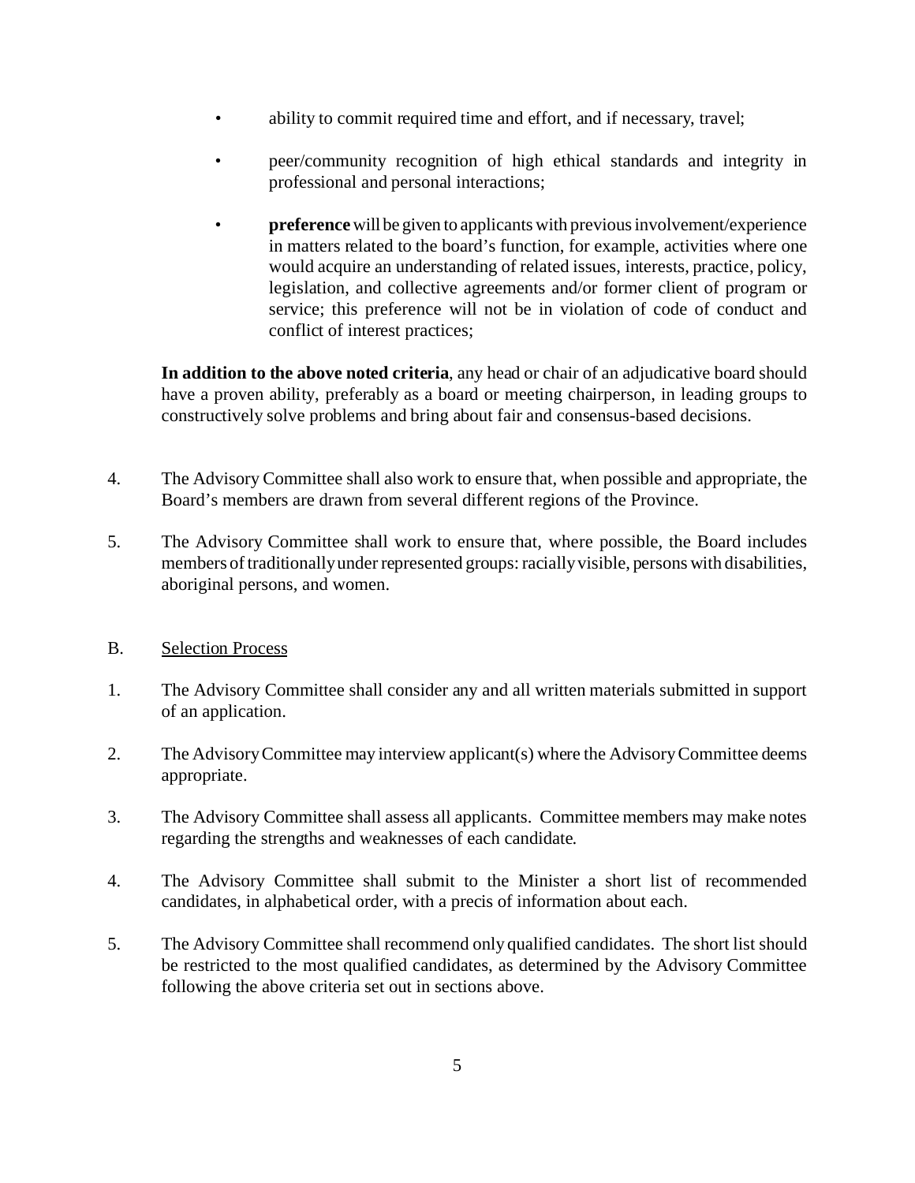- ability to commit required time and effort, and if necessary, travel;

- peer/community recognition of high ethical standards and integrity in professional and personal interactions;

- **preference** will be given to applicants with previous involvement/experience in matters related to the board's function, for example, activities where one would acquire an understanding of related issues, interests, practice, policy, legislation, and collective agreements and/or former client of program or service; this preference will not be in violation of code of conduct and conflict of interest practices;

**In addition to the above noted criteria**, any head or chair of an adjudicative board should have a proven ability, preferably as a board or meeting chairperson, in leading groups to constructively solve problems and bring about fair and consensus-based decisions.

4. The Advisory Committee shall also work to ensure that, when possible and appropriate, the Board's members are drawn from several different regions of the Province.

5. The Advisory Committee shall work to ensure that, where possible, the Board includes members of traditionally under represented groups: racially visible, persons with disabilities, aboriginal persons, and women.

B. Selection Process

1. The Advisory Committee shall consider any and all written materials submitted in support of an application.

2. The Advisory Committee may interview applicant(s) where the Advisory Committee deems appropriate.

3. The Advisory Committee shall assess all applicants. Committee members may make notes regarding the strengths and weaknesses of each candidate.

4. The Advisory Committee shall submit to the Minister a short list of recommended candidates, in alphabetical order, with a precis of information about each.

5. The Advisory Committee shall recommend only qualified candidates. The short list should be restricted to the most qualified candidates, as determined by the Advisory Committee following the above criteria set out in sections above.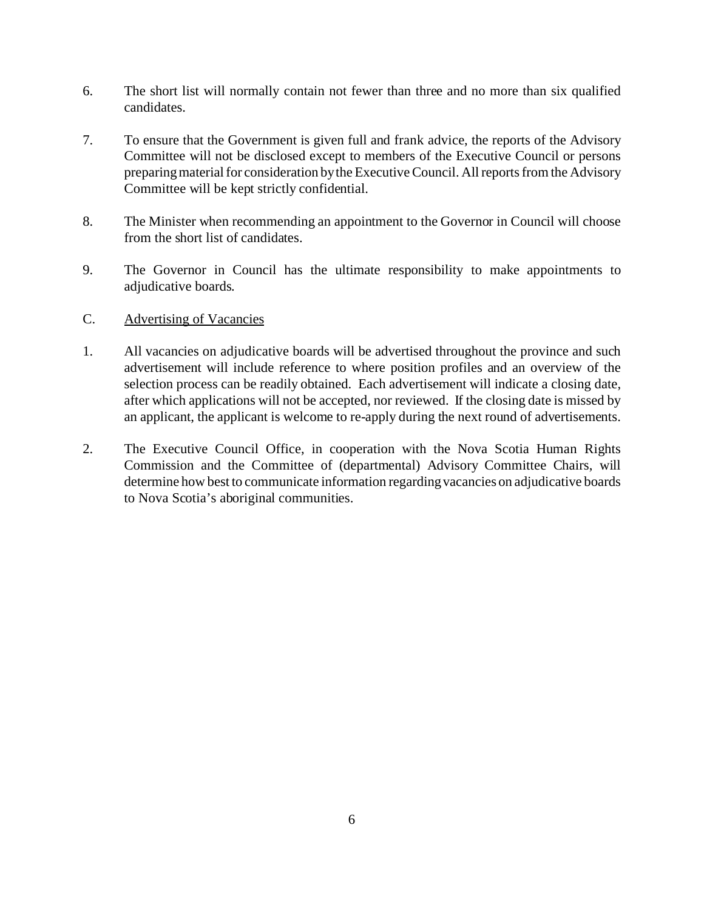6. The short list will normally contain not fewer than three and no more than six qualified candidates.

7. To ensure that the Government is given full and frank advice, the reports of the Advisory Committee will not be disclosed except to members of the Executive Council or persons preparing material for consideration by the Executive Council. All reports from the Advisory Committee will be kept strictly confidential.

8. The Minister when recommending an appointment to the Governor in Council will choose from the short list of candidates.

9. The Governor in Council has the ultimate responsibility to make appointments to adjudicative boards.

C. Advertising of Vacancies

1. All vacancies on adjudicative boards will be advertised throughout the province and such advertisement will include reference to where position profiles and an overview of the selection process can be readily obtained. Each advertisement will indicate a closing date, after which applications will not be accepted, nor reviewed. If the closing date is missed by an applicant, the applicant is welcome to re-apply during the next round of advertisements.

2. The Executive Council Office, in cooperation with the Nova Scotia Human Rights Commission and the Committee of (departmental) Advisory Committee Chairs, will determine how best to communicate information regarding vacancies on adjudicative boards to Nova Scotia's aboriginal communities.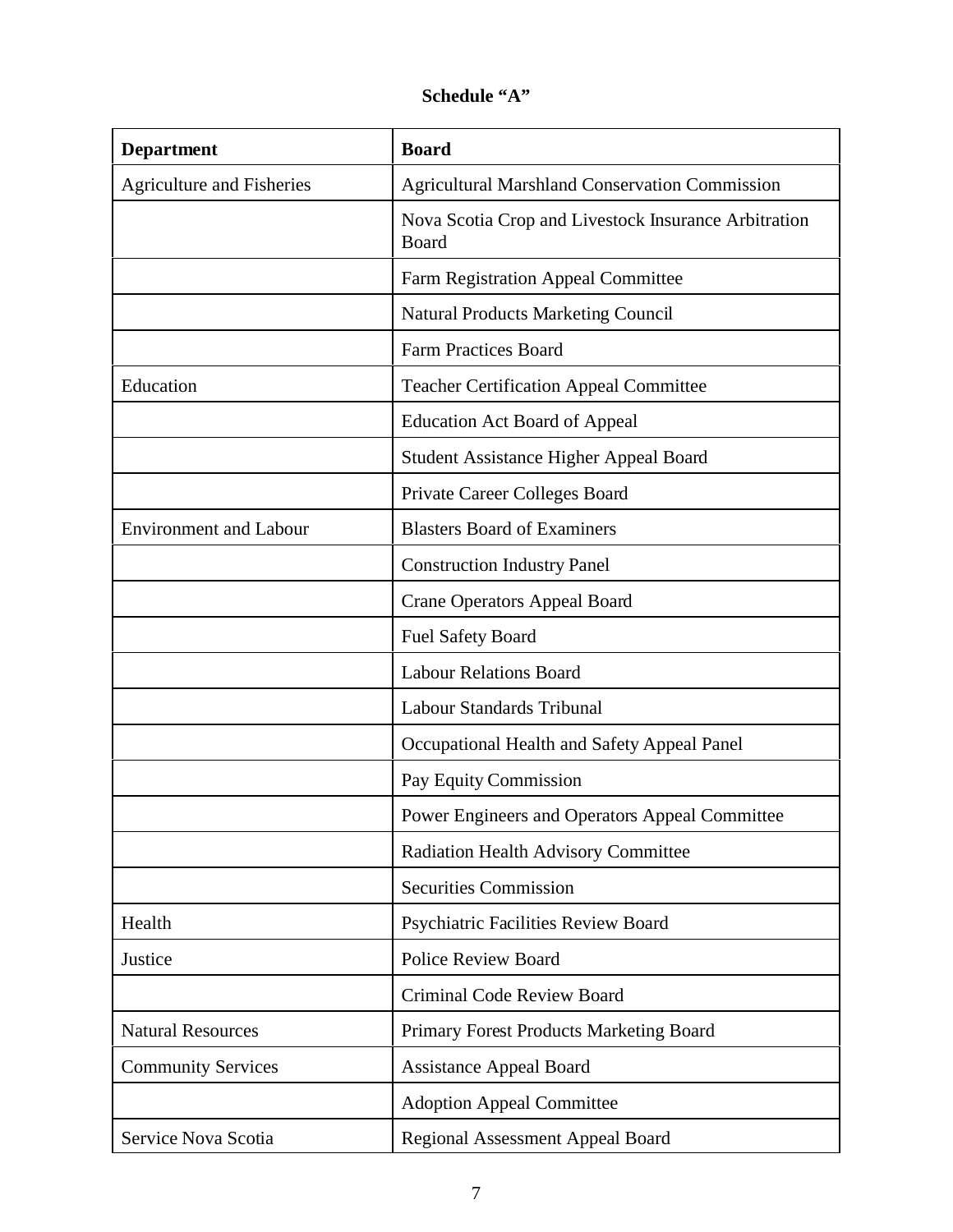**Schedule “A”**

| **Department** | **Board** |
| --- | --- |
| Agriculture and Fisheries | Agricultural Marshland Conservation Commission |
| | Nova Scotia Crop and Livestock Insurance Arbitration Board |
| | Farm Registration Appeal Committee |
| | Natural Products Marketing Council |
| | Farm Practices Board |
| Education | Teacher Certification Appeal Committee |
| | Education Act Board of Appeal |
| | Student Assistance Higher Appeal Board |
| | Private Career Colleges Board |
| Environment and Labour | Blasters Board of Examiners |
| | Construction Industry Panel |
| | Crane Operators Appeal Board |
| | Fuel Safety Board |
| | Labour Relations Board |
| | Labour Standards Tribunal |
| | Occupational Health and Safety Appeal Panel |
| | Pay Equity Commission |
| | Power Engineers and Operators Appeal Committee |
| | Radiation Health Advisory Committee |
| | Securities Commission |
| Health | Psychiatric Facilities Review Board |
| Justice | Police Review Board |
| | Criminal Code Review Board |
| Natural Resources | Primary Forest Products Marketing Board |
| Community Services | Assistance Appeal Board |
| | Adoption Appeal Committee |
| Service Nova Scotia | Regional Assessment Appeal Board |